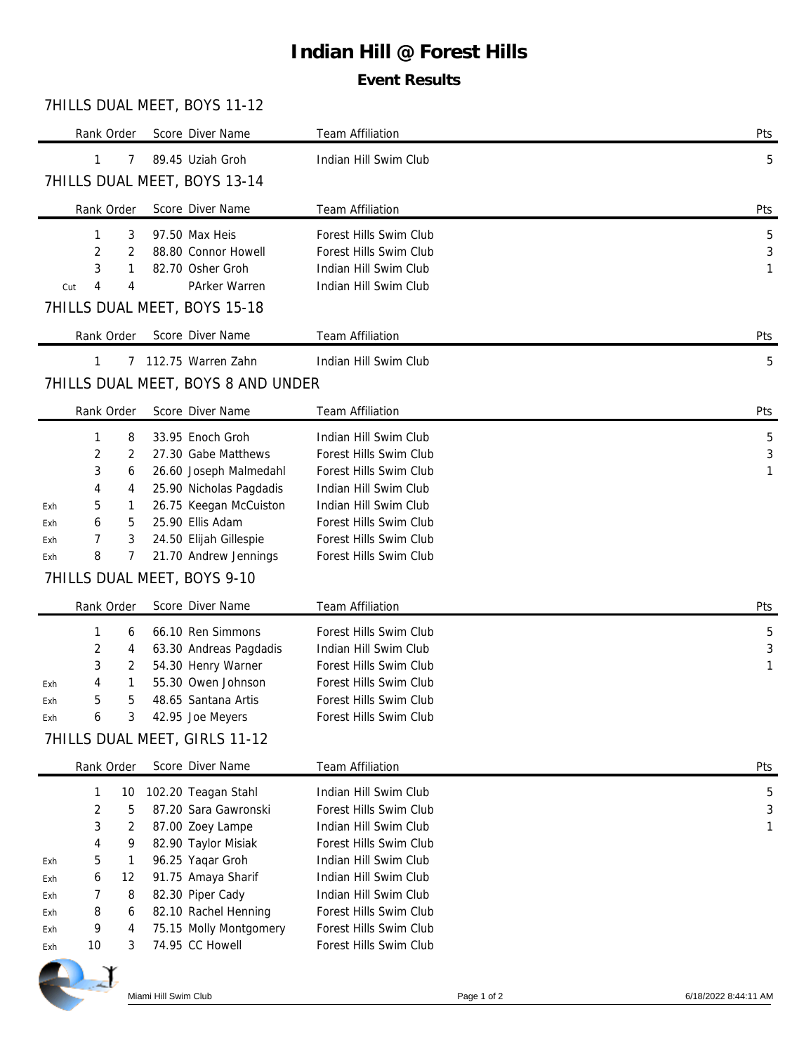# Indian Hill @ Forest Hills

## Event Results

### 7HILLS DUAL MEET, BOYS 11-12

| | Rank | Order | Score | Diver Name | Team Affiliation | Pts |
|---|---|---|---|---|---|---|
| | 1 | 7 | 89.45 | Uziah Groh | Indian Hill Swim Club | 5 |

### 7HILLS DUAL MEET, BOYS 13-14

| | Rank | Order | Score | Diver Name | Team Affiliation | Pts |
|---|---|---|---|---|---|---|
| | 1 | 3 | 97.50 | Max Heis | Forest Hills Swim Club | 5 |
| | 2 | 2 | 88.80 | Connor Howell | Forest Hills Swim Club | 3 |
| | 3 | 1 | 82.70 | Osher Groh | Indian Hill Swim Club | 1 |
| Cut | 4 | 4 | | PArker Warren | Indian Hill Swim Club | |

### 7HILLS DUAL MEET, BOYS 15-18

| | Rank | Order | Score | Diver Name | Team Affiliation | Pts |
|---|---|---|---|---|---|---|
| | 1 | 7 | 112.75 | Warren Zahn | Indian Hill Swim Club | 5 |

### 7HILLS DUAL MEET, BOYS 8 AND UNDER

| | Rank | Order | Score | Diver Name | Team Affiliation | Pts |
|---|---|---|---|---|---|---|
| | 1 | 8 | 33.95 | Enoch Groh | Indian Hill Swim Club | 5 |
| | 2 | 2 | 27.30 | Gabe Matthews | Forest Hills Swim Club | 3 |
| | 3 | 6 | 26.60 | Joseph Malmedahl | Forest Hills Swim Club | 1 |
| | 4 | 4 | 25.90 | Nicholas Pagdadis | Indian Hill Swim Club | |
| Exh | 5 | 1 | 26.75 | Keegan McCuiston | Indian Hill Swim Club | |
| Exh | 6 | 5 | 25.90 | Ellis Adam | Forest Hills Swim Club | |
| Exh | 7 | 3 | 24.50 | Elijah Gillespie | Forest Hills Swim Club | |
| Exh | 8 | 7 | 21.70 | Andrew Jennings | Forest Hills Swim Club | |

### 7HILLS DUAL MEET, BOYS 9-10

| | Rank | Order | Score | Diver Name | Team Affiliation | Pts |
|---|---|---|---|---|---|---|
| | 1 | 6 | 66.10 | Ren Simmons | Forest Hills Swim Club | 5 |
| | 2 | 4 | 63.30 | Andreas Pagdadis | Indian Hill Swim Club | 3 |
| | 3 | 2 | 54.30 | Henry Warner | Forest Hills Swim Club | 1 |
| Exh | 4 | 1 | 55.30 | Owen Johnson | Forest Hills Swim Club | |
| Exh | 5 | 5 | 48.65 | Santana Artis | Forest Hills Swim Club | |
| Exh | 6 | 3 | 42.95 | Joe Meyers | Forest Hills Swim Club | |

### 7HILLS DUAL MEET, GIRLS 11-12

| | Rank | Order | Score | Diver Name | Team Affiliation | Pts |
|---|---|---|---|---|---|---|
| | 1 | 10 | 102.20 | Teagan Stahl | Indian Hill Swim Club | 5 |
| | 2 | 5 | 87.20 | Sara Gawronski | Forest Hills Swim Club | 3 |
| | 3 | 2 | 87.00 | Zoey Lampe | Indian Hill Swim Club | 1 |
| | 4 | 9 | 82.90 | Taylor Misiak | Forest Hills Swim Club | |
| Exh | 5 | 1 | 96.25 | Yaqar Groh | Indian Hill Swim Club | |
| Exh | 6 | 12 | 91.75 | Amaya Sharif | Indian Hill Swim Club | |
| Exh | 7 | 8 | 82.30 | Piper Cady | Indian Hill Swim Club | |
| Exh | 8 | 6 | 82.10 | Rachel Henning | Forest Hills Swim Club | |
| Exh | 9 | 4 | 75.15 | Molly Montgomery | Forest Hills Swim Club | |
| Exh | 10 | 3 | 74.95 | CC Howell | Forest Hills Swim Club | |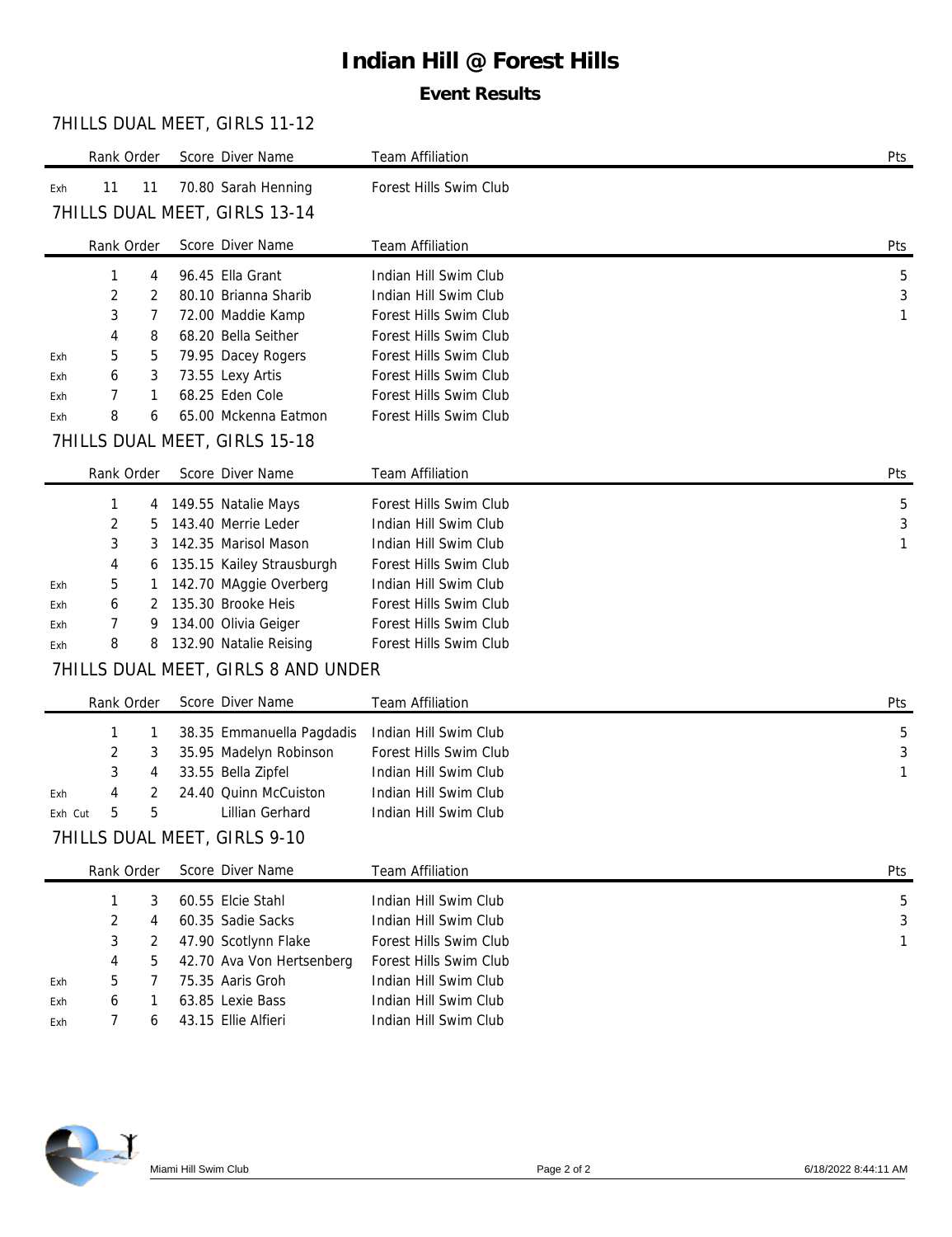# Indian Hill @ Forest Hills

## Event Results

### 7HILLS DUAL MEET, GIRLS 11-12

| | Rank | Order | Score | Diver Name | Team Affiliation | Pts |
|---|---|---|---|---|---|---|
| Exh | 11 | 11 | 70.80 | Sarah Henning | Forest Hills Swim Club | |

### 7HILLS DUAL MEET, GIRLS 13-14

| | Rank | Order | Score | Diver Name | Team Affiliation | Pts |
|---|---|---|---|---|---|---|
| | 1 | 4 | 96.45 | Ella Grant | Indian Hill Swim Club | 5 |
| | 2 | 2 | 80.10 | Brianna Sharib | Indian Hill Swim Club | 3 |
| | 3 | 7 | 72.00 | Maddie Kamp | Forest Hills Swim Club | 1 |
| | 4 | 8 | 68.20 | Bella Seither | Forest Hills Swim Club | |
| Exh | 5 | 5 | 79.95 | Dacey Rogers | Forest Hills Swim Club | |
| Exh | 6 | 3 | 73.55 | Lexy Artis | Forest Hills Swim Club | |
| Exh | 7 | 1 | 68.25 | Eden Cole | Forest Hills Swim Club | |
| Exh | 8 | 6 | 65.00 | Mckenna Eatmon | Forest Hills Swim Club | |

### 7HILLS DUAL MEET, GIRLS 15-18

| | Rank | Order | Score | Diver Name | Team Affiliation | Pts |
|---|---|---|---|---|---|---|
| | 1 | 4 | 149.55 | Natalie Mays | Forest Hills Swim Club | 5 |
| | 2 | 5 | 143.40 | Merrie Leder | Indian Hill Swim Club | 3 |
| | 3 | 3 | 142.35 | Marisol Mason | Indian Hill Swim Club | 1 |
| | 4 | 6 | 135.15 | Kailey Strausburgh | Forest Hills Swim Club | |
| Exh | 5 | 1 | 142.70 | MAggie Overberg | Indian Hill Swim Club | |
| Exh | 6 | 2 | 135.30 | Brooke Heis | Forest Hills Swim Club | |
| Exh | 7 | 9 | 134.00 | Olivia Geiger | Forest Hills Swim Club | |
| Exh | 8 | 8 | 132.90 | Natalie Reising | Forest Hills Swim Club | |

### 7HILLS DUAL MEET, GIRLS 8 AND UNDER

| | Rank | Order | Score | Diver Name | Team Affiliation | Pts |
|---|---|---|---|---|---|---|
| | 1 | 1 | 38.35 | Emmanuella Pagdadis | Indian Hill Swim Club | 5 |
| | 2 | 3 | 35.95 | Madelyn Robinson | Forest Hills Swim Club | 3 |
| | 3 | 4 | 33.55 | Bella Zipfel | Indian Hill Swim Club | 1 |
| Exh | 4 | 2 | 24.40 | Quinn McCuiston | Indian Hill Swim Club | |
| Exh Cut | 5 | 5 | | Lillian Gerhard | Indian Hill Swim Club | |

### 7HILLS DUAL MEET, GIRLS 9-10

| | Rank | Order | Score | Diver Name | Team Affiliation | Pts |
|---|---|---|---|---|---|---|
| | 1 | 3 | 60.55 | Elcie Stahl | Indian Hill Swim Club | 5 |
| | 2 | 4 | 60.35 | Sadie Sacks | Indian Hill Swim Club | 3 |
| | 3 | 2 | 47.90 | Scotlynn Flake | Forest Hills Swim Club | 1 |
| | 4 | 5 | 42.70 | Ava Von Hertsenberg | Forest Hills Swim Club | |
| Exh | 5 | 7 | 75.35 | Aaris Groh | Indian Hill Swim Club | |
| Exh | 6 | 1 | 63.85 | Lexie Bass | Indian Hill Swim Club | |
| Exh | 7 | 6 | 43.15 | Ellie Alfieri | Indian Hill Swim Club | |